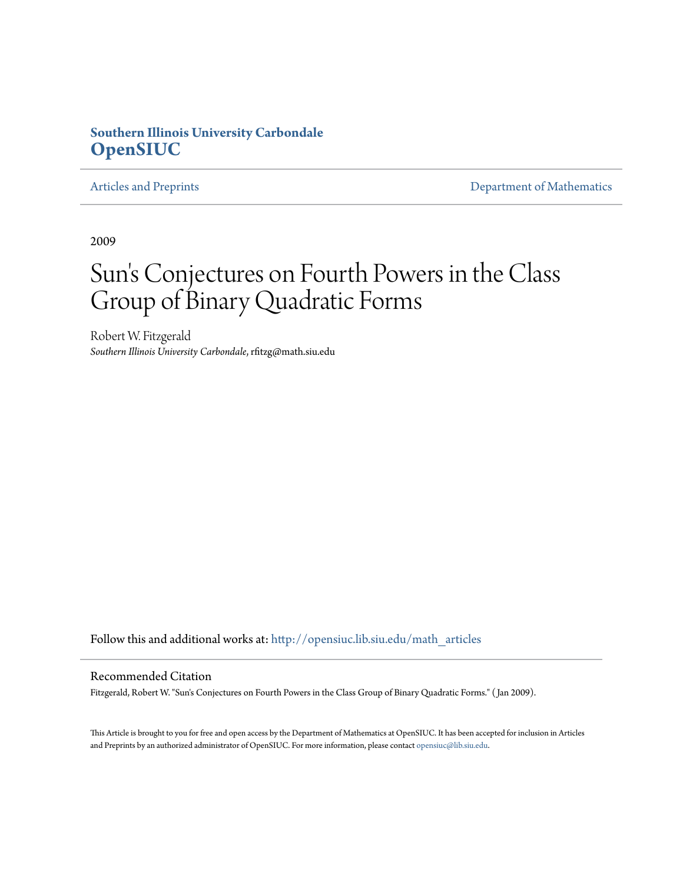**Southern Illinois University Carbondale**
**OpenSIUC**

Articles and Preprints | Department of Mathematics

2009

# Sun's Conjectures on Fourth Powers in the Class Group of Binary Quadratic Forms

Robert W. Fitzgerald
*Southern Illinois University Carbondale*, rfitzg@math.siu.edu

Follow this and additional works at: http://opensiuc.lib.siu.edu/math_articles

## Recommended Citation

Fitzgerald, Robert W. "Sun's Conjectures on Fourth Powers in the Class Group of Binary Quadratic Forms." (Jan 2009).

This Article is brought to you for free and open access by the Department of Mathematics at OpenSIUC. It has been accepted for inclusion in Articles and Preprints by an authorized administrator of OpenSIUC. For more information, please contact opensiuc@lib.siu.edu.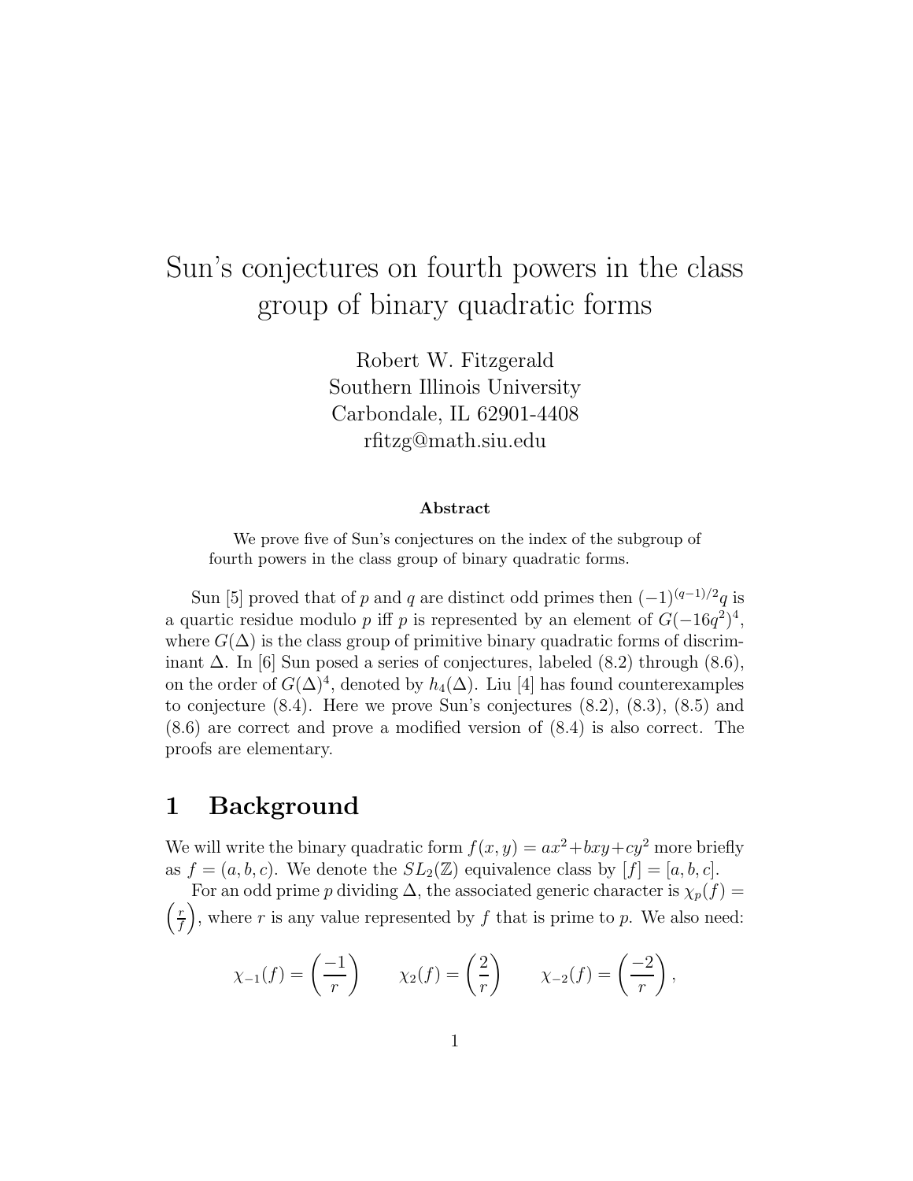# Sun's conjectures on fourth powers in the class group of binary quadratic forms

Robert W. Fitzgerald
Southern Illinois University
Carbondale, IL 62901-4408
rfitzg@math.siu.edu

**Abstract**

We prove five of Sun's conjectures on the index of the subgroup of fourth powers in the class group of binary quadratic forms.

Sun [5] proved that of $p$ and $q$ are distinct odd primes then $(-1)^{(q-1)/2}q$ is a quartic residue modulo $p$ iff $p$ is represented by an element of $G(-16q^2)^4$, where $G(\Delta)$ is the class group of primitive binary quadratic forms of discriminant $\Delta$. In [6] Sun posed a series of conjectures, labeled (8.2) through (8.6), on the order of $G(\Delta)^4$, denoted by $h_4(\Delta)$. Liu [4] has found counterexamples to conjecture (8.4). Here we prove Sun's conjectures (8.2), (8.3), (8.5) and (8.6) are correct and prove a modified version of (8.4) is also correct. The proofs are elementary.

## 1 Background

We will write the binary quadratic form $f(x,y) = ax^2+bxy+cy^2$ more briefly as $f = (a,b,c)$. We denote the $SL_2(\mathbb{Z})$ equivalence class by $[f] = [a,b,c]$.

For an odd prime $p$ dividing $\Delta$, the associated generic character is $\chi_p(f) = \left(\frac{r}{f}\right)$, where $r$ is any value represented by $f$ that is prime to $p$. We also need:

$$\chi_{-1}(f) = \left(\frac{-1}{r}\right) \qquad \chi_2(f) = \left(\frac{2}{r}\right) \qquad \chi_{-2}(f) = \left(\frac{-2}{r}\right),$$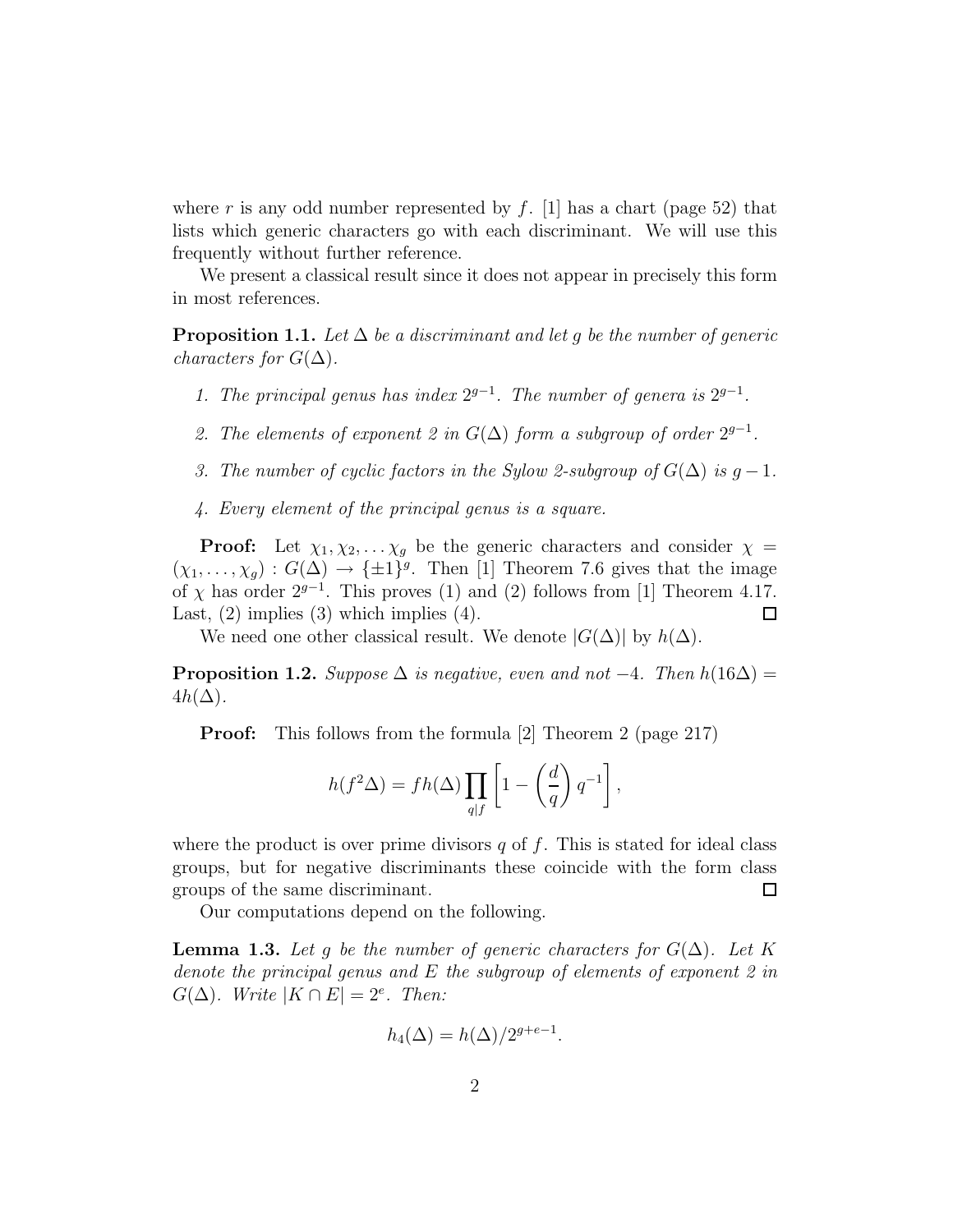where $r$ is any odd number represented by $f$. [1] has a chart (page 52) that lists which generic characters go with each discriminant. We will use this frequently without further reference.

We present a classical result since it does not appear in precisely this form in most references.

**Proposition 1.1.** *Let $\Delta$ be a discriminant and let $g$ be the number of generic characters for $G(\Delta)$.*

1. *The principal genus has index $2^{g-1}$. The number of genera is $2^{g-1}$.*
2. *The elements of exponent 2 in $G(\Delta)$ form a subgroup of order $2^{g-1}$.*
3. *The number of cyclic factors in the Sylow 2-subgroup of $G(\Delta)$ is $g-1$.*
4. *Every element of the principal genus is a square.*

**Proof:** Let $\chi_1, \chi_2, \dots \chi_g$ be the generic characters and consider $\chi = (\chi_1, \dots, \chi_g) : G(\Delta) \to \{\pm 1\}^g$. Then [1] Theorem 7.6 gives that the image of $\chi$ has order $2^{g-1}$. This proves (1) and (2) follows from [1] Theorem 4.17. Last, (2) implies (3) which implies (4). ◻

We need one other classical result. We denote $|G(\Delta)|$ by $h(\Delta)$.

**Proposition 1.2.** *Suppose $\Delta$ is negative, even and not $-4$. Then $h(16\Delta) = 4h(\Delta)$.*

**Proof:** This follows from the formula [2] Theorem 2 (page 217)

$$h(f^2\Delta) = f h(\Delta) \prod_{q|f} \left[ 1 - \left( \frac{d}{q} \right) q^{-1} \right],$$

where the product is over prime divisors $q$ of $f$. This is stated for ideal class groups, but for negative discriminants these coincide with the form class groups of the same discriminant. ◻

Our computations depend on the following.

**Lemma 1.3.** *Let $g$ be the number of generic characters for $G(\Delta)$. Let $K$ denote the principal genus and $E$ the subgroup of elements of exponent 2 in $G(\Delta)$. Write $|K \cap E| = 2^e$. Then:*

$$h_4(\Delta) = h(\Delta)/2^{g+e-1}.$$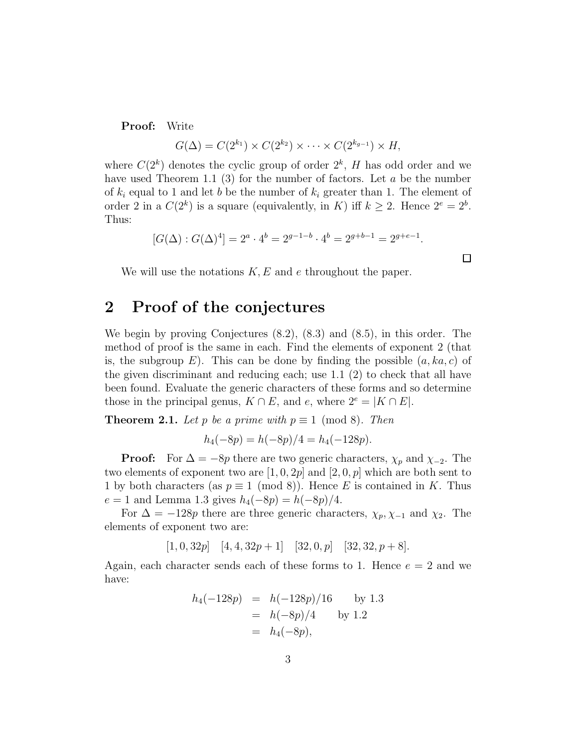**Proof:** Write

$$G(\Delta) = C(2^{k_1}) \times C(2^{k_2}) \times \cdots \times C(2^{k_{g-1}}) \times H,$$

where $C(2^k)$ denotes the cyclic group of order $2^k$, $H$ has odd order and we have used Theorem 1.1 (3) for the number of factors. Let $a$ be the number of $k_i$ equal to 1 and let $b$ be the number of $k_i$ greater than 1. The element of order 2 in a $C(2^k)$ is a square (equivalently, in $K$) iff $k \geq 2$. Hence $2^e = 2^b$. Thus:

$$[G(\Delta) : G(\Delta)^4] = 2^a \cdot 4^b = 2^{g-1-b} \cdot 4^b = 2^{g+b-1} = 2^{g+e-1}.$$

□

We will use the notations $K, E$ and $e$ throughout the paper.

## 2 Proof of the conjectures

We begin by proving Conjectures (8.2), (8.3) and (8.5), in this order. The method of proof is the same in each. Find the elements of exponent 2 (that is, the subgroup $E$). This can be done by finding the possible $(a, ka, c)$ of the given discriminant and reducing each; use 1.1 (2) to check that all have been found. Evaluate the generic characters of these forms and so determine those in the principal genus, $K \cap E$, and $e$, where $2^e = |K \cap E|$.

**Theorem 2.1.** *Let $p$ be a prime with $p \equiv 1 \pmod 8$. Then*

$$h_4(-8p) = h(-8p)/4 = h_4(-128p).$$

**Proof:** For $\Delta = -8p$ there are two generic characters, $\chi_p$ and $\chi_{-2}$. The two elements of exponent two are $[1, 0, 2p]$ and $[2, 0, p]$ which are both sent to 1 by both characters (as $p \equiv 1 \pmod 8$). Hence $E$ is contained in $K$. Thus $e = 1$ and Lemma 1.3 gives $h_4(-8p) = h(-8p)/4$.

For $\Delta = -128p$ there are three generic characters, $\chi_p, \chi_{-1}$ and $\chi_2$. The elements of exponent two are:

$$[1, 0, 32p] \quad [4, 4, 32p + 1] \quad [32, 0, p] \quad [32, 32, p + 8].$$

Again, each character sends each of these forms to 1. Hence $e = 2$ and we have:

$$\begin{aligned} h_4(-128p) &= h(-128p)/16 && \text{by 1.3} \\ &= h(-8p)/4 && \text{by 1.2} \\ &= h_4(-8p), \end{aligned}$$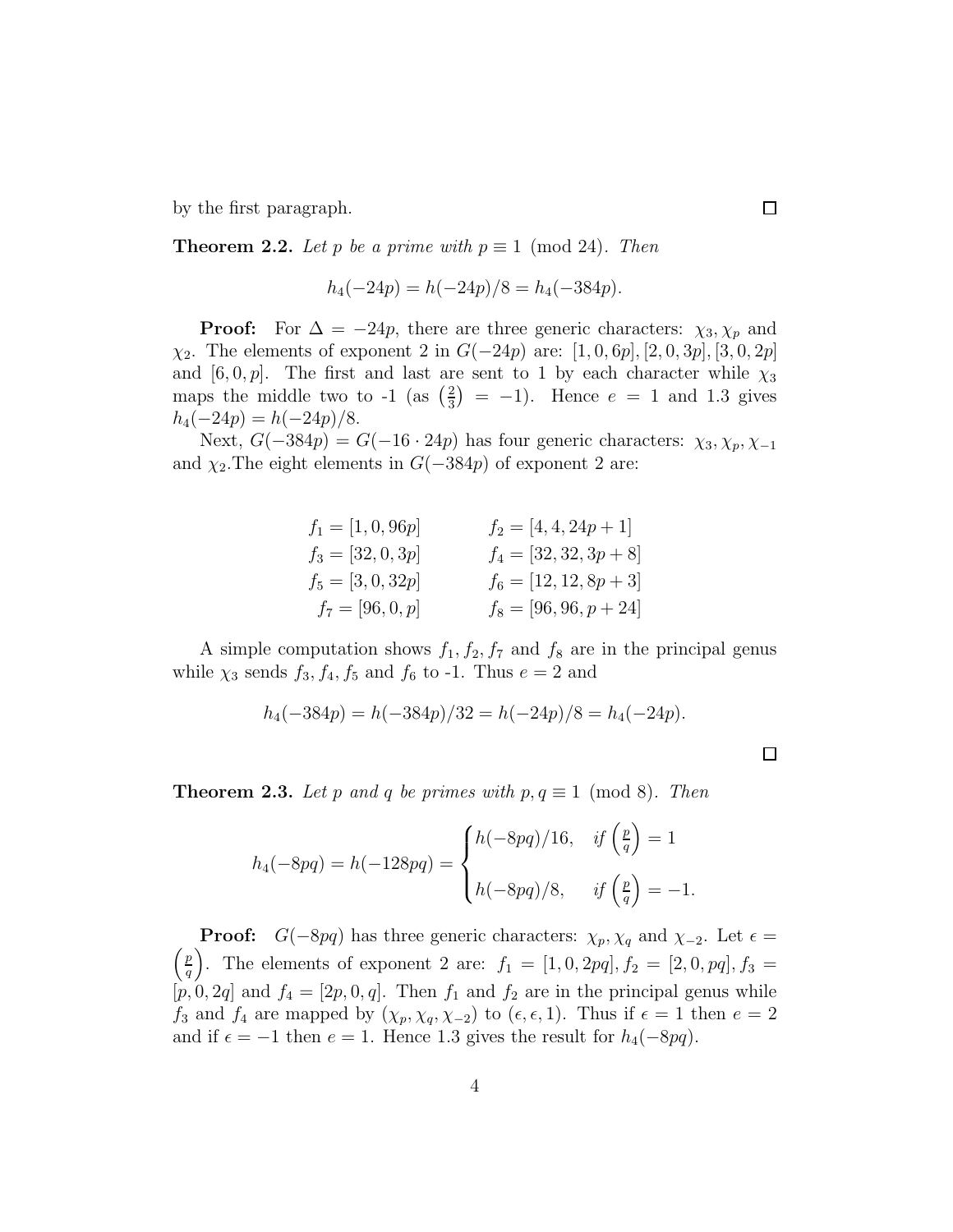by the first paragraph. ☐

**Theorem 2.2.** *Let $p$ be a prime with $p \equiv 1 \pmod{24}$. Then*

$$h_4(-24p) = h(-24p)/8 = h_4(-384p).$$

**Proof:** For $\Delta = -24p$, there are three generic characters: $\chi_3, \chi_p$ and $\chi_2$. The elements of exponent 2 in $G(-24p)$ are: $[1,0,6p], [2,0,3p], [3,0,2p]$ and $[6,0,p]$. The first and last are sent to 1 by each character while $\chi_3$ maps the middle two to -1 (as $\left(\frac{2}{3}\right) = -1$). Hence $e = 1$ and 1.3 gives $h_4(-24p) = h(-24p)/8$.

Next, $G(-384p) = G(-16 \cdot 24p)$ has four generic characters: $\chi_3, \chi_p, \chi_{-1}$ and $\chi_2$. The eight elements in $G(-384p)$ of exponent 2 are:

$$\begin{array}{ll} f_1 = [1,0,96p] & f_2 = [4,4,24p+1] \\ f_3 = [32,0,3p] & f_4 = [32,32,3p+8] \\ f_5 = [3,0,32p] & f_6 = [12,12,8p+3] \\ f_7 = [96,0,p] & f_8 = [96,96,p+24] \end{array}$$

A simple computation shows $f_1, f_2, f_7$ and $f_8$ are in the principal genus while $\chi_3$ sends $f_3, f_4, f_5$ and $f_6$ to -1. Thus $e = 2$ and

$$h_4(-384p) = h(-384p)/32 = h(-24p)/8 = h_4(-24p).$$

☐

**Theorem 2.3.** *Let $p$ and $q$ be primes with $p, q \equiv 1 \pmod{8}$. Then*

$$h_4(-8pq) = h(-128pq) = \begin{cases} h(-8pq)/16, & \text{if } \left(\frac{p}{q}\right) = 1 \\ h(-8pq)/8, & \text{if } \left(\frac{p}{q}\right) = -1. \end{cases}$$

**Proof:** $G(-8pq)$ has three generic characters: $\chi_p, \chi_q$ and $\chi_{-2}$. Let $\epsilon = \left(\frac{p}{q}\right)$. The elements of exponent 2 are: $f_1 = [1,0,2pq], f_2 = [2,0,pq], f_3 = [p,0,2q]$ and $f_4 = [2p,0,q]$. Then $f_1$ and $f_2$ are in the principal genus while $f_3$ and $f_4$ are mapped by $(\chi_p, \chi_q, \chi_{-2})$ to $(\epsilon, \epsilon, 1)$. Thus if $\epsilon = 1$ then $e = 2$ and if $\epsilon = -1$ then $e = 1$. Hence 1.3 gives the result for $h_4(-8pq)$.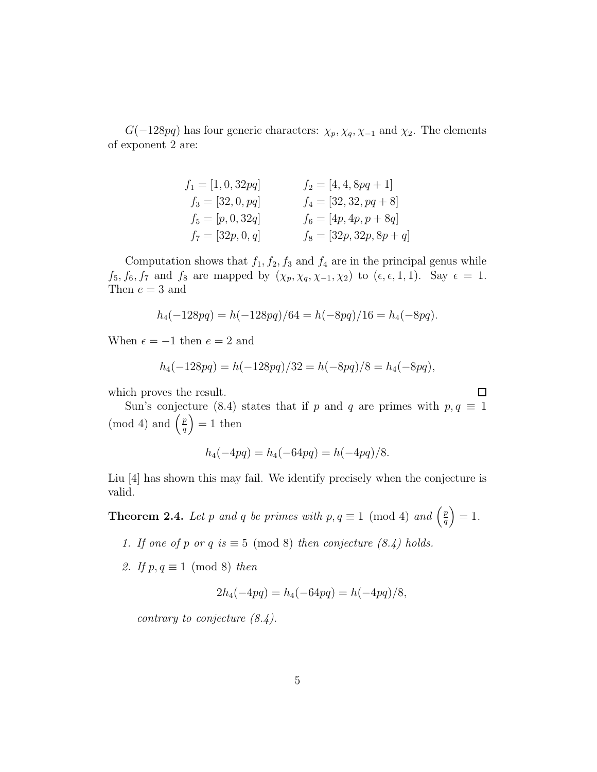$G(-128pq)$ has four generic characters: $\chi_p, \chi_q, \chi_{-1}$ and $\chi_2$. The elements of exponent 2 are:

$$
\begin{array}{ll}
f_1 = [1, 0, 32pq] & f_2 = [4, 4, 8pq + 1] \\
f_3 = [32, 0, pq] & f_4 = [32, 32, pq + 8] \\
f_5 = [p, 0, 32q] & f_6 = [4p, 4p, p + 8q] \\
f_7 = [32p, 0, q] & f_8 = [32p, 32p, 8p + q]
\end{array}
$$

Computation shows that $f_1, f_2, f_3$ and $f_4$ are in the principal genus while $f_5, f_6, f_7$ and $f_8$ are mapped by $(\chi_p, \chi_q, \chi_{-1}, \chi_2)$ to $(\epsilon, \epsilon, 1, 1)$. Say $\epsilon = 1$. Then $e = 3$ and

$$h_4(-128pq) = h(-128pq)/64 = h(-8pq)/16 = h_4(-8pq).$$

When $\epsilon = -1$ then $e = 2$ and

$$h_4(-128pq) = h(-128pq)/32 = h(-8pq)/8 = h_4(-8pq),$$

which proves the result. □

Sun's conjecture (8.4) states that if $p$ and $q$ are primes with $p, q \equiv 1 \pmod 4$ and $\left(\frac{p}{q}\right) = 1$ then

$$h_4(-4pq) = h_4(-64pq) = h(-4pq)/8.$$

Liu [4] has shown this may fail. We identify precisely when the conjecture is valid.

**Theorem 2.4.** *Let $p$ and $q$ be primes with $p, q \equiv 1 \pmod 4$ and $\left(\frac{p}{q}\right) = 1$.*

1. *If one of $p$ or $q$ is $\equiv 5 \pmod 8$ then conjecture (8.4) holds.*
2. *If $p, q \equiv 1 \pmod 8$ then*

$$2h_4(-4pq) = h_4(-64pq) = h(-4pq)/8,$$

*contrary to conjecture (8.4).*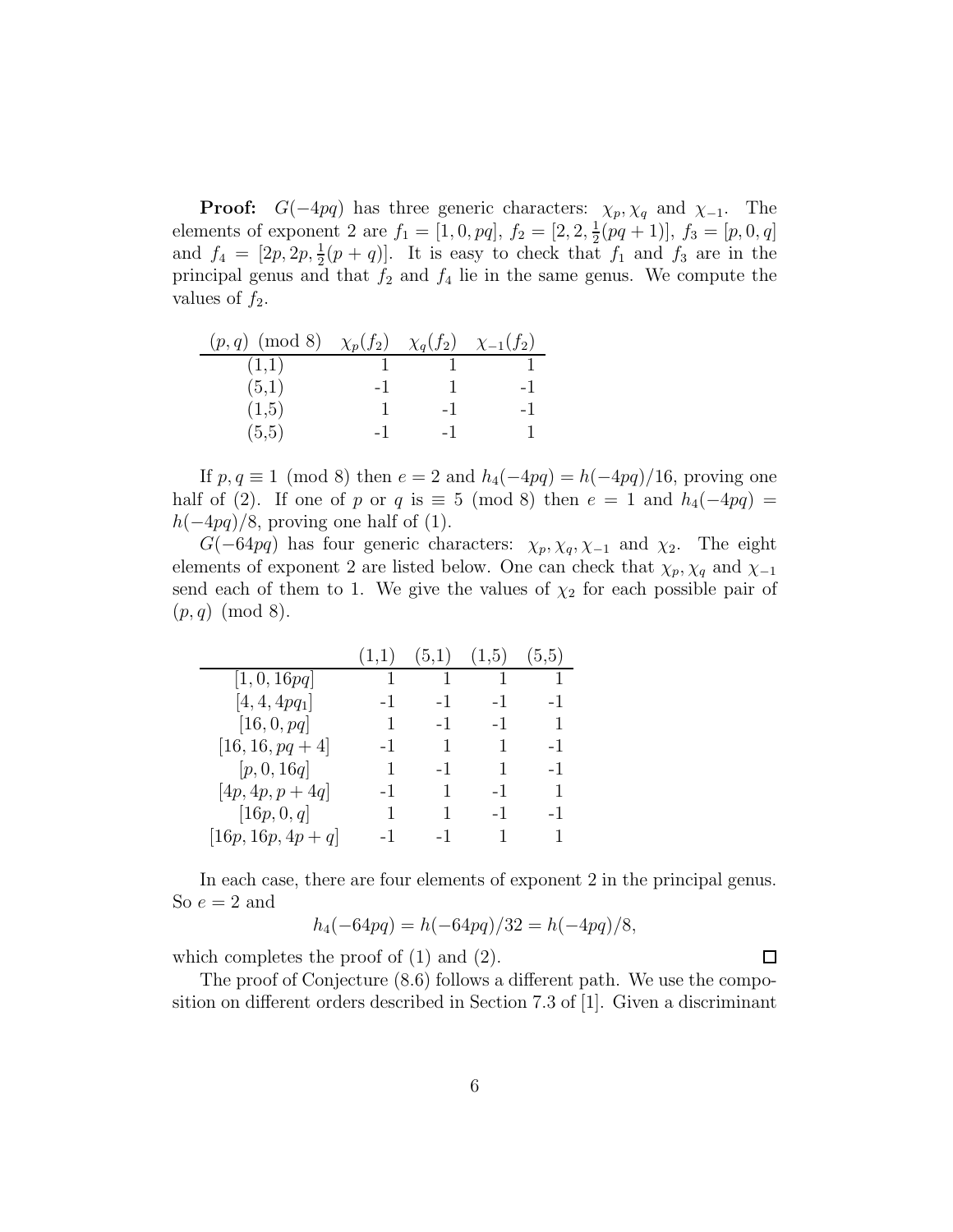**Proof:** $G(-4pq)$ has three generic characters: $\chi_p, \chi_q$ and $\chi_{-1}$. The elements of exponent 2 are $f_1 = [1, 0, pq]$, $f_2 = [2, 2, \frac{1}{2}(pq+1)]$, $f_3 = [p, 0, q]$ and $f_4 = [2p, 2p, \frac{1}{2}(p+q)]$. It is easy to check that $f_1$ and $f_3$ are in the principal genus and that $f_2$ and $f_4$ lie in the same genus. We compute the values of $f_2$.

| $(p, q) \pmod 8$ | $\chi_p(f_2)$ | $\chi_q(f_2)$ | $\chi_{-1}(f_2)$ |
|---|---|---|---|
| (1,1) | 1 | 1 | 1 |
| (5,1) | -1 | 1 | -1 |
| (1,5) | 1 | -1 | -1 |
| (5,5) | -1 | -1 | 1 |

If $p, q \equiv 1 \pmod 8$ then $e = 2$ and $h_4(-4pq) = h(-4pq)/16$, proving one half of (2). If one of $p$ or $q$ is $\equiv 5 \pmod 8$ then $e = 1$ and $h_4(-4pq) = h(-4pq)/8$, proving one half of (1).

$G(-64pq)$ has four generic characters: $\chi_p, \chi_q, \chi_{-1}$ and $\chi_2$. The eight elements of exponent 2 are listed below. One can check that $\chi_p, \chi_q$ and $\chi_{-1}$ send each of them to 1. We give the values of $\chi_2$ for each possible pair of $(p, q) \pmod 8$.

| | (1,1) | (5,1) | (1,5) | (5,5) |
|---|---|---|---|---|
| $[1, 0, 16pq]$ | 1 | 1 | 1 | 1 |
| $[4, 4, 4pq_1]$ | -1 | -1 | -1 | -1 |
| $[16, 0, pq]$ | 1 | -1 | -1 | 1 |
| $[16, 16, pq+4]$ | -1 | 1 | 1 | -1 |
| $[p, 0, 16q]$ | 1 | -1 | 1 | -1 |
| $[4p, 4p, p+4q]$ | -1 | 1 | -1 | 1 |
| $[16p, 0, q]$ | 1 | 1 | -1 | -1 |
| $[16p, 16p, 4p+q]$ | -1 | -1 | 1 | 1 |

In each case, there are four elements of exponent 2 in the principal genus. So $e = 2$ and

$$h_4(-64pq) = h(-64pq)/32 = h(-4pq)/8,$$

which completes the proof of (1) and (2). □

The proof of Conjecture (8.6) follows a different path. We use the composition on different orders described in Section 7.3 of [1]. Given a discriminant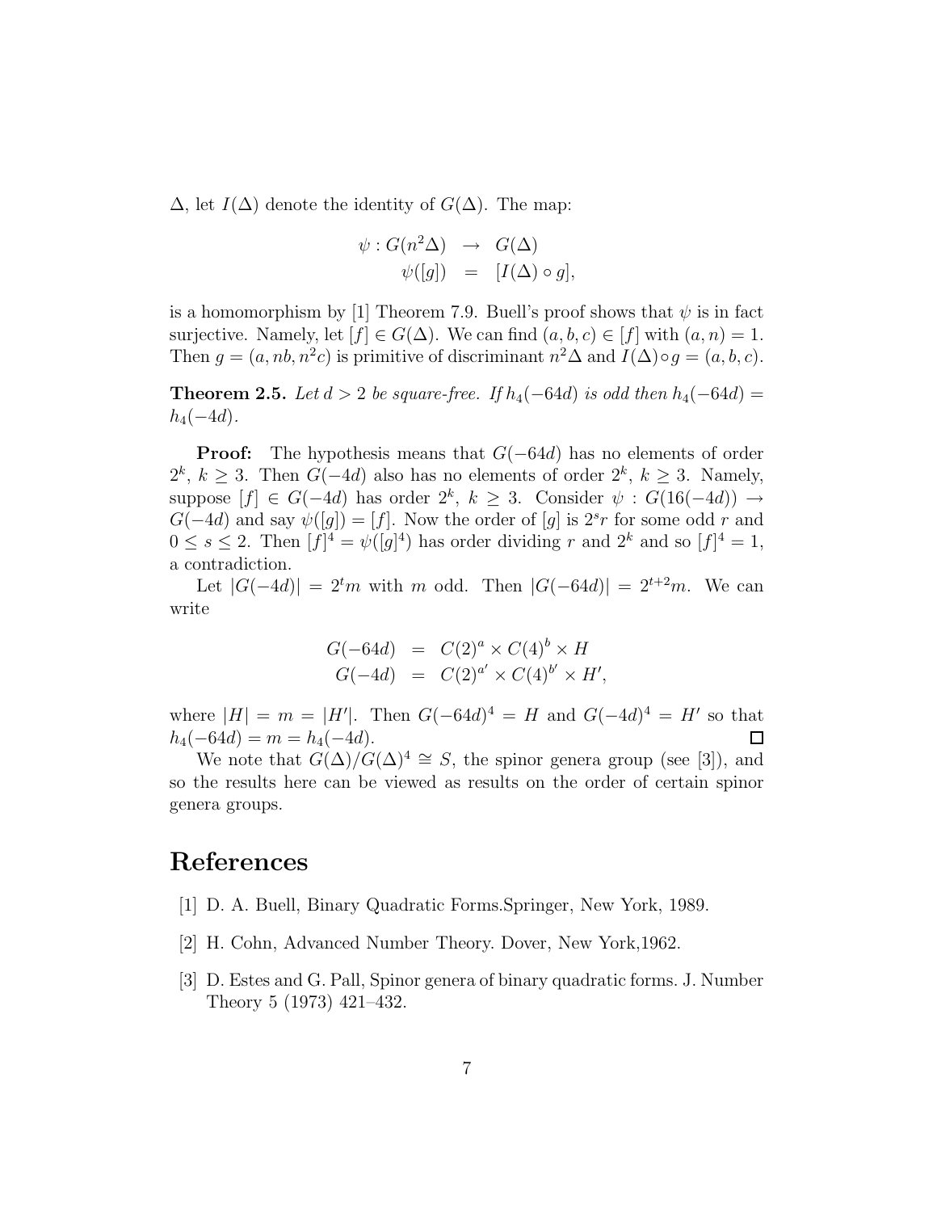$\Delta$, let $I(\Delta)$ denote the identity of $G(\Delta)$. The map:

$$
\begin{aligned}
\psi : G(n^2\Delta) &\rightarrow G(\Delta) \\
\psi([g]) &= [I(\Delta) \circ g],
\end{aligned}
$$

is a homomorphism by [1] Theorem 7.9. Buell's proof shows that $\psi$ is in fact surjective. Namely, let $[f] \in G(\Delta)$. We can find $(a, b, c) \in [f]$ with $(a, n) = 1$. Then $g = (a, nb, n^2c)$ is primitive of discriminant $n^2\Delta$ and $I(\Delta) \circ g = (a, b, c)$.

**Theorem 2.5.** *Let $d > 2$ be square-free. If $h_4(-64d)$ is odd then $h_4(-64d) = h_4(-4d)$.*

**Proof:** The hypothesis means that $G(-64d)$ has no elements of order $2^k$, $k \geq 3$. Then $G(-4d)$ also has no elements of order $2^k$, $k \geq 3$. Namely, suppose $[f] \in G(-4d)$ has order $2^k$, $k \geq 3$. Consider $\psi : G(16(-4d)) \rightarrow G(-4d)$ and say $\psi([g]) = [f]$. Now the order of $[g]$ is $2^s r$ for some odd $r$ and $0 \leq s \leq 2$. Then $[f]^4 = \psi([g]^4)$ has order dividing $r$ and $2^k$ and so $[f]^4 = 1$, a contradiction.

Let $|G(-4d)| = 2^t m$ with $m$ odd. Then $|G(-64d)| = 2^{t+2}m$. We can write

$$
\begin{aligned}
G(-64d) &= C(2)^a \times C(4)^b \times H \\
G(-4d) &= C(2)^{a'} \times C(4)^{b'} \times H',
\end{aligned}
$$

where $|H| = m = |H'|$. Then $G(-64d)^4 = H$ and $G(-4d)^4 = H'$ so that $h_4(-64d) = m = h_4(-4d)$. □

We note that $G(\Delta)/G(\Delta)^4 \cong S$, the spinor genera group (see [3]), and so the results here can be viewed as results on the order of certain spinor genera groups.

# References

[1] D. A. Buell, Binary Quadratic Forms.Springer, New York, 1989.

[2] H. Cohn, Advanced Number Theory. Dover, New York,1962.

[3] D. Estes and G. Pall, Spinor genera of binary quadratic forms. J. Number Theory 5 (1973) 421–432.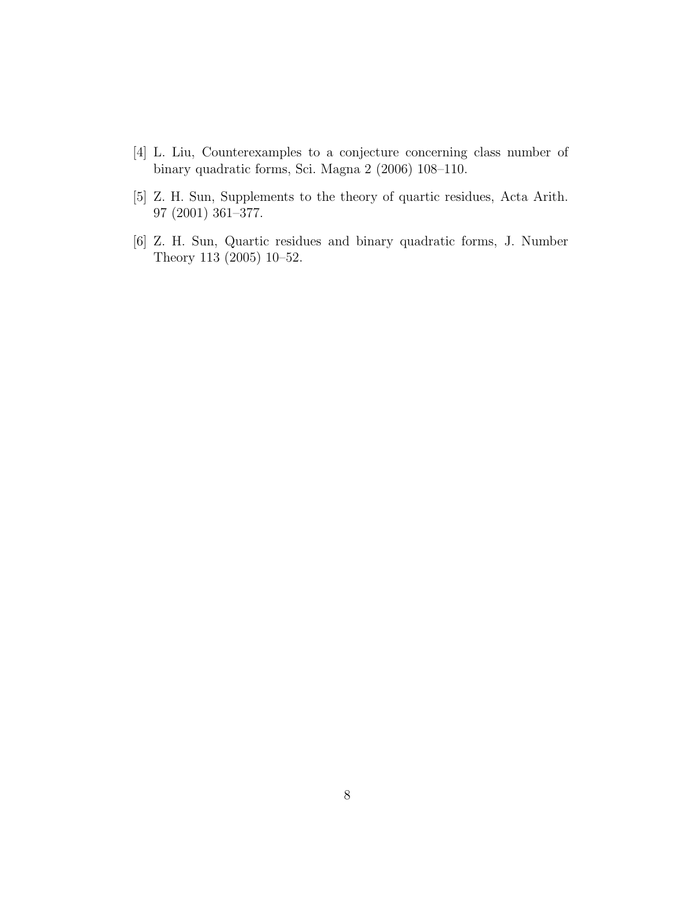[4] L. Liu, Counterexamples to a conjecture concerning class number of binary quadratic forms, Sci. Magna 2 (2006) 108–110.

[5] Z. H. Sun, Supplements to the theory of quartic residues, Acta Arith. 97 (2001) 361–377.

[6] Z. H. Sun, Quartic residues and binary quadratic forms, J. Number Theory 113 (2005) 10–52.